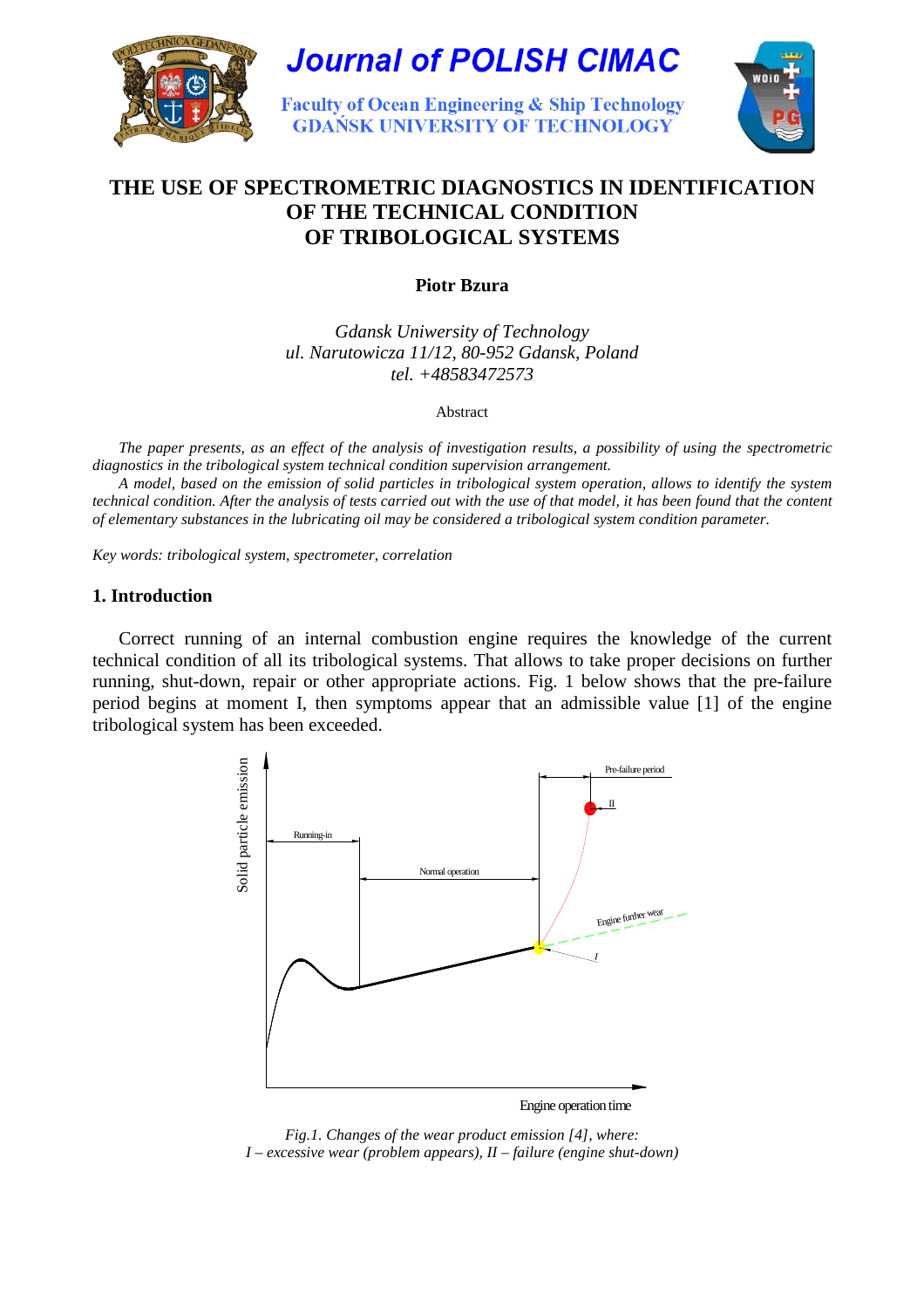# THE USE OF SPECTROMETRIC DIAGNOSTICS IN IDENTIFICATION OF THE TECHNICAL CONDITION OF TRIBOLOGICAL SYSTEMS

**Piotr Bzura**

*Gdansk Uniwersity of Technology*
*ul. Narutowicza 11/12, 80-952 Gdansk, Poland*
*tel. +48583472573*

Abstract

*The paper presents, as an effect of the analysis of investigation results, a possibility of using the spectrometric diagnostics in the tribological system technical condition supervision arrangement.*

*A model, based on the emission of solid particles in tribological system operation, allows to identify the system technical condition. After the analysis of tests carried out with the use of that model, it has been found that the content of elementary substances in the lubricating oil may be considered a tribological system condition parameter.*

*Key words: tribological system, spectrometer, correlation*

## 1. Introduction

Correct running of an internal combustion engine requires the knowledge of the current technical condition of all its tribological systems. That allows to take proper decisions on further running, shut-down, repair or other appropriate actions. Fig. 1 below shows that the pre-failure period begins at moment I, then symptoms appear that an admissible value [1] of the engine tribological system has been exceeded.

*Fig.1. Changes of the wear product emission [4], where:*
*I – excessive wear (problem appears), II – failure (engine shut-down)*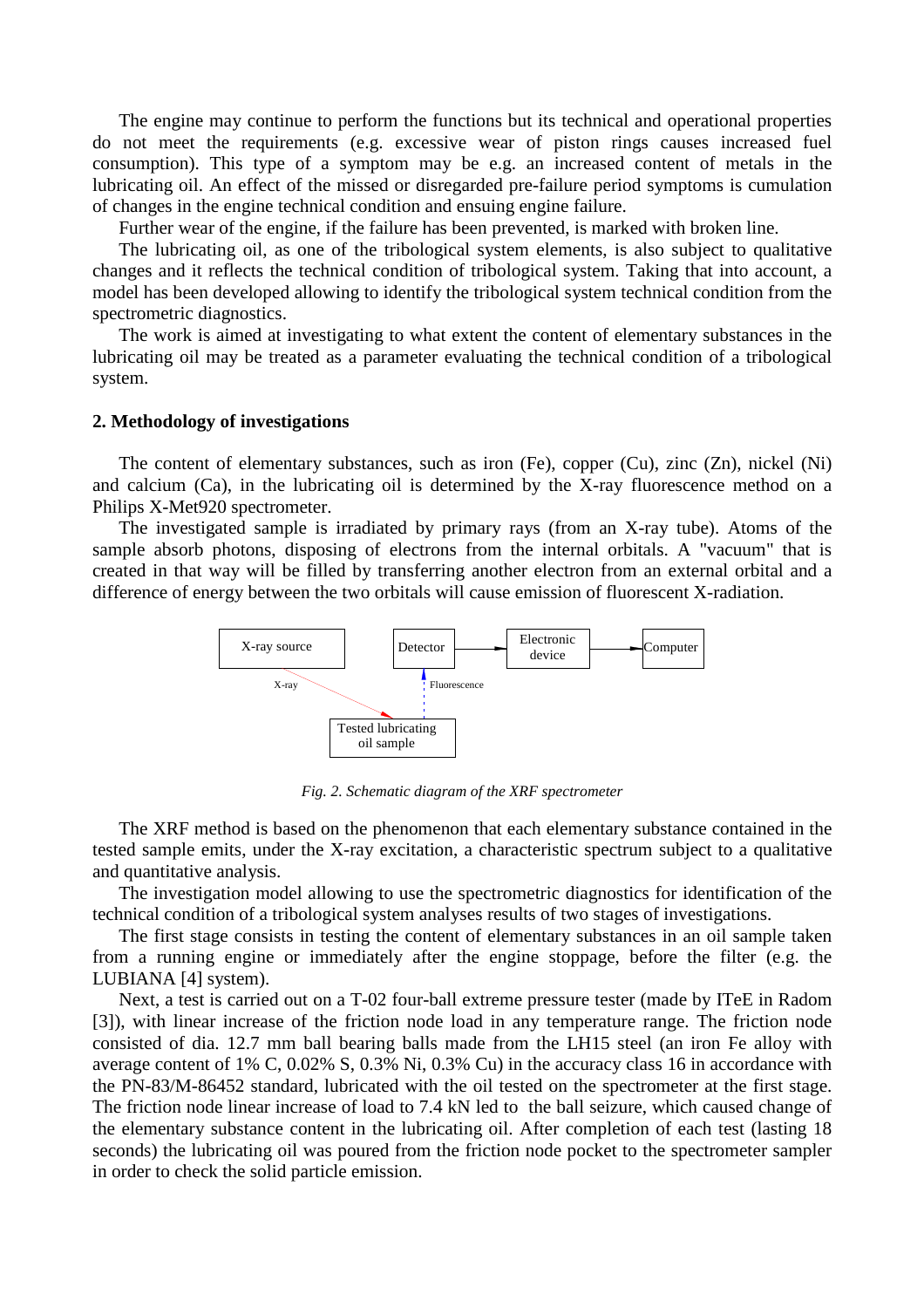The engine may continue to perform the functions but its technical and operational properties do not meet the requirements (e.g. excessive wear of piston rings causes increased fuel consumption). This type of a symptom may be e.g. an increased content of metals in the lubricating oil. An effect of the missed or disregarded pre-failure period symptoms is cumulation of changes in the engine technical condition and ensuing engine failure.

Further wear of the engine, if the failure has been prevented, is marked with broken line.

The lubricating oil, as one of the tribological system elements, is also subject to qualitative changes and it reflects the technical condition of tribological system. Taking that into account, a model has been developed allowing to identify the tribological system technical condition from the spectrometric diagnostics.

The work is aimed at investigating to what extent the content of elementary substances in the lubricating oil may be treated as a parameter evaluating the technical condition of a tribological system.

## 2. Methodology of investigations

The content of elementary substances, such as iron (Fe), copper (Cu), zinc (Zn), nickel (Ni) and calcium (Ca), in the lubricating oil is determined by the X-ray fluorescence method on a Philips X-Met920 spectrometer.

The investigated sample is irradiated by primary rays (from an X-ray tube). Atoms of the sample absorb photons, disposing of electrons from the internal orbitals. A "vacuum" that is created in that way will be filled by transferring another electron from an external orbital and a difference of energy between the two orbitals will cause emission of fluorescent X-radiation.

X-ray source | Detector | Electronic device | Computer | X-ray | Fluorescence | Tested lubricating oil sample

*Fig. 2. Schematic diagram of the XRF spectrometer*

The XRF method is based on the phenomenon that each elementary substance contained in the tested sample emits, under the X-ray excitation, a characteristic spectrum subject to a qualitative and quantitative analysis.

The investigation model allowing to use the spectrometric diagnostics for identification of the technical condition of a tribological system analyses results of two stages of investigations.

The first stage consists in testing the content of elementary substances in an oil sample taken from a running engine or immediately after the engine stoppage, before the filter (e.g. the LUBIANA [4] system).

Next, a test is carried out on a T-02 four-ball extreme pressure tester (made by ITeE in Radom [3]), with linear increase of the friction node load in any temperature range. The friction node consisted of dia. 12.7 mm ball bearing balls made from the LH15 steel (an iron Fe alloy with average content of 1% C, 0.02% S, 0.3% Ni, 0.3% Cu) in the accuracy class 16 in accordance with the PN-83/M-86452 standard, lubricated with the oil tested on the spectrometer at the first stage. The friction node linear increase of load to 7.4 kN led to the ball seizure, which caused change of the elementary substance content in the lubricating oil. After completion of each test (lasting 18 seconds) the lubricating oil was poured from the friction node pocket to the spectrometer sampler in order to check the solid particle emission.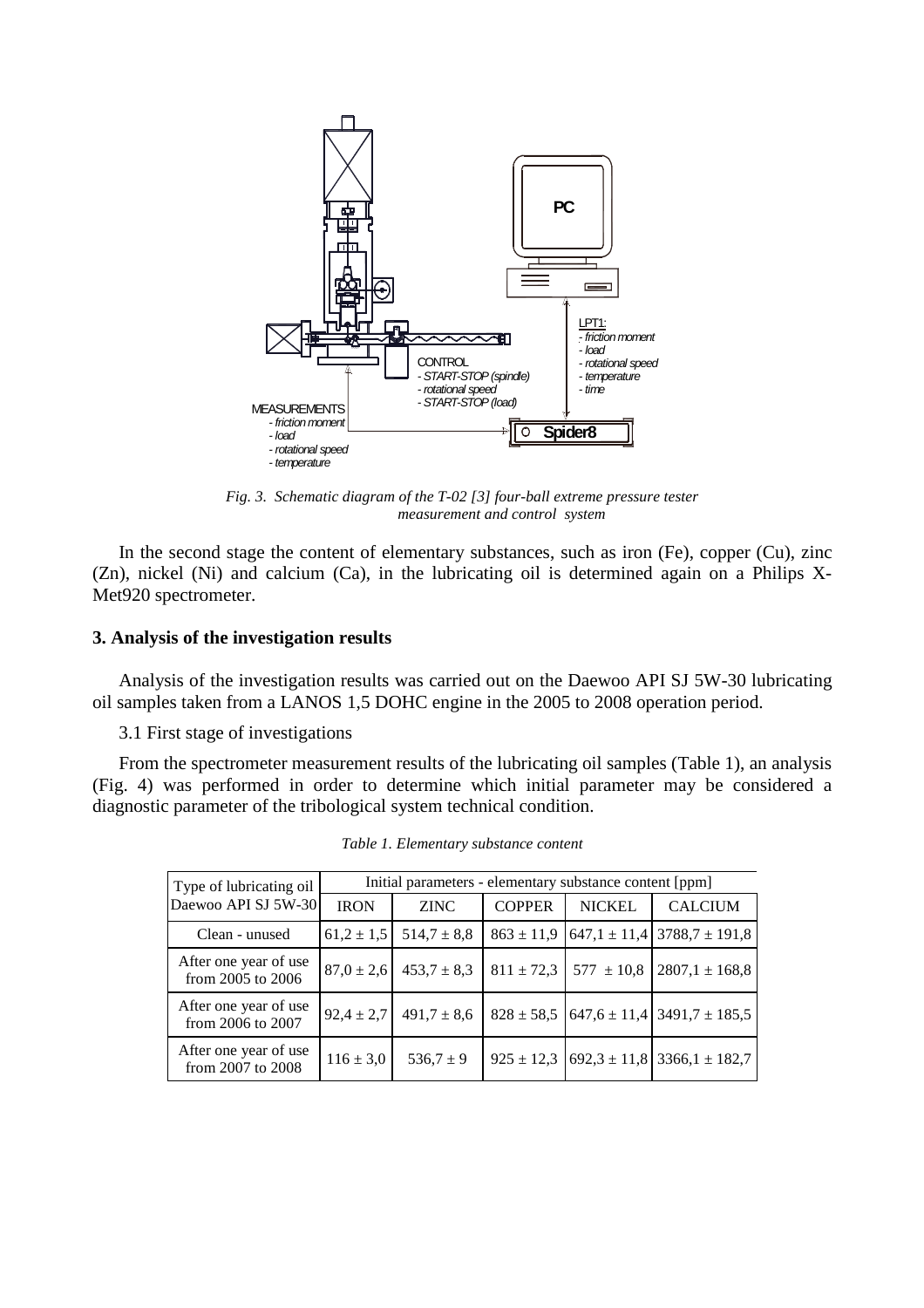*Fig. 3. Schematic diagram of the T-02 [3] four-ball extreme pressure tester measurement and control system*

In the second stage the content of elementary substances, such as iron (Fe), copper (Cu), zinc (Zn), nickel (Ni) and calcium (Ca), in the lubricating oil is determined again on a Philips X-Met920 spectrometer.

## 3. Analysis of the investigation results

Analysis of the investigation results was carried out on the Daewoo API SJ 5W-30 lubricating oil samples taken from a LANOS 1,5 DOHC engine in the 2005 to 2008 operation period.

3.1 First stage of investigations

From the spectrometer measurement results of the lubricating oil samples (Table 1), an analysis (Fig. 4) was performed in order to determine which initial parameter may be considered a diagnostic parameter of the tribological system technical condition.

*Table 1. Elementary substance content*

| Type of lubricating oil Daewoo API SJ 5W-30 | Initial parameters - elementary substance content [ppm] | | | | |
|---|---|---|---|---|---|
| | IRON | ZINC | COPPER | NICKEL | CALCIUM |
| Clean - unused | $61,2 \pm 1,5$ | $514,7 \pm 8,8$ | $863 \pm 11,9$ | $647,1 \pm 11,4$ | $3788,7 \pm 191,8$ |
| After one year of use from 2005 to 2006 | $87,0 \pm 2,6$ | $453,7 \pm 8,3$ | $811 \pm 72,3$ | $577 \pm 10,8$ | $2807,1 \pm 168,8$ |
| After one year of use from 2006 to 2007 | $92,4 \pm 2,7$ | $491,7 \pm 8,6$ | $828 \pm 58,5$ | $647,6 \pm 11,4$ | $3491,7 \pm 185,5$ |
| After one year of use from 2007 to 2008 | $116 \pm 3,0$ | $536,7 \pm 9$ | $925 \pm 12,3$ | $692,3 \pm 11,8$ | $3366,1 \pm 182,7$ |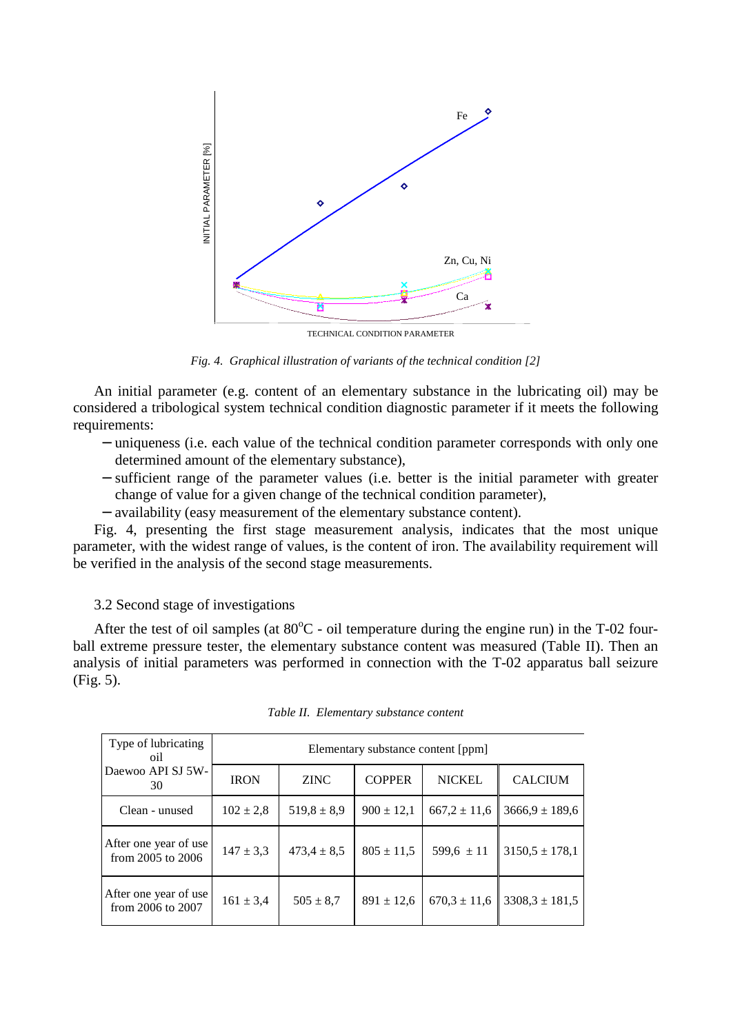*Fig. 4. Graphical illustration of variants of the technical condition [2]*

An initial parameter (e.g. content of an elementary substance in the lubricating oil) may be considered a tribological system technical condition diagnostic parameter if it meets the following requirements:

- uniqueness (i.e. each value of the technical condition parameter corresponds with only one determined amount of the elementary substance),
- sufficient range of the parameter values (i.e. better is the initial parameter with greater change of value for a given change of the technical condition parameter),
- availability (easy measurement of the elementary substance content).

Fig. 4, presenting the first stage measurement analysis, indicates that the most unique parameter, with the widest range of values, is the content of iron. The availability requirement will be verified in the analysis of the second stage measurements.

### 3.2 Second stage of investigations

After the test of oil samples (at $80^{o}C$ - oil temperature during the engine run) in the T-02 four-ball extreme pressure tester, the elementary substance content was measured (Table II). Then an analysis of initial parameters was performed in connection with the T-02 apparatus ball seizure (Fig. 5).

*Table II. Elementary substance content*

| Type of lubricating oil Daewoo API SJ 5W-30 | Elementary substance content [ppm] | | | | |
|---|---|---|---|---|---|
| | IRON | ZINC | COPPER | NICKEL | CALCIUM |
| Clean - unused | 102 ± 2,8 | 519,8 ± 8,9 | 900 ± 12,1 | 667,2 ± 11,6 | 3666,9 ± 189,6 |
| After one year of use from 2005 to 2006 | 147 ± 3,3 | 473,4 ± 8,5 | 805 ± 11,5 | 599,6 ± 11 | 3150,5 ± 178,1 |
| After one year of use from 2006 to 2007 | 161 ± 3,4 | 505 ± 8,7 | 891 ± 12,6 | 670,3 ± 11,6 | 3308,3 ± 181,5 |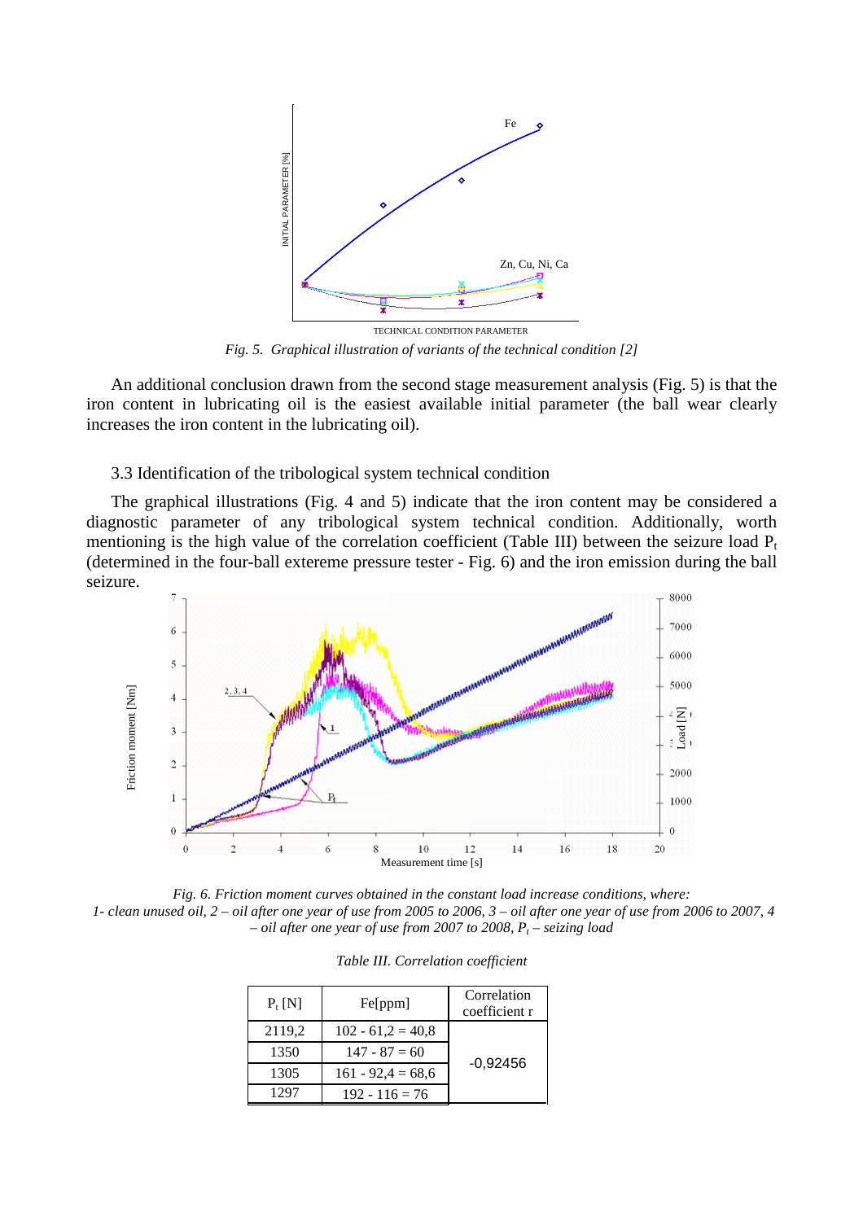*Fig. 5. Graphical illustration of variants of the technical condition [2]*

An additional conclusion drawn from the second stage measurement analysis (Fig. 5) is that the iron content in lubricating oil is the easiest available initial parameter (the ball wear clearly increases the iron content in the lubricating oil).

### 3.3 Identification of the tribological system technical condition

The graphical illustrations (Fig. 4 and 5) indicate that the iron content may be considered a diagnostic parameter of any tribological system technical condition. Additionally, worth mentioning is the high value of the correlation coefficient (Table III) between the seizure load $P_t$ (determined in the four-ball extereme pressure tester - Fig. 6) and the iron emission during the ball seizure.

*Fig. 6. Friction moment curves obtained in the constant load increase conditions, where: 1- clean unused oil, 2 – oil after one year of use from 2005 to 2006, 3 – oil after one year of use from 2006 to 2007, 4 – oil after one year of use from 2007 to 2008, $P_t$ – seizing load*

*Table III. Correlation coefficient*

| $P_t$ [N] | Fe[ppm] | Correlation coefficient r |
|---|---|---|
| 2119,2 | 102 - 61,2 = 40,8 | -0,92456 |
| 1350 | 147 - 87 = 60 | |
| 1305 | 161 - 92,4 = 68,6 | |
| 1297 | 192 - 116 = 76 | |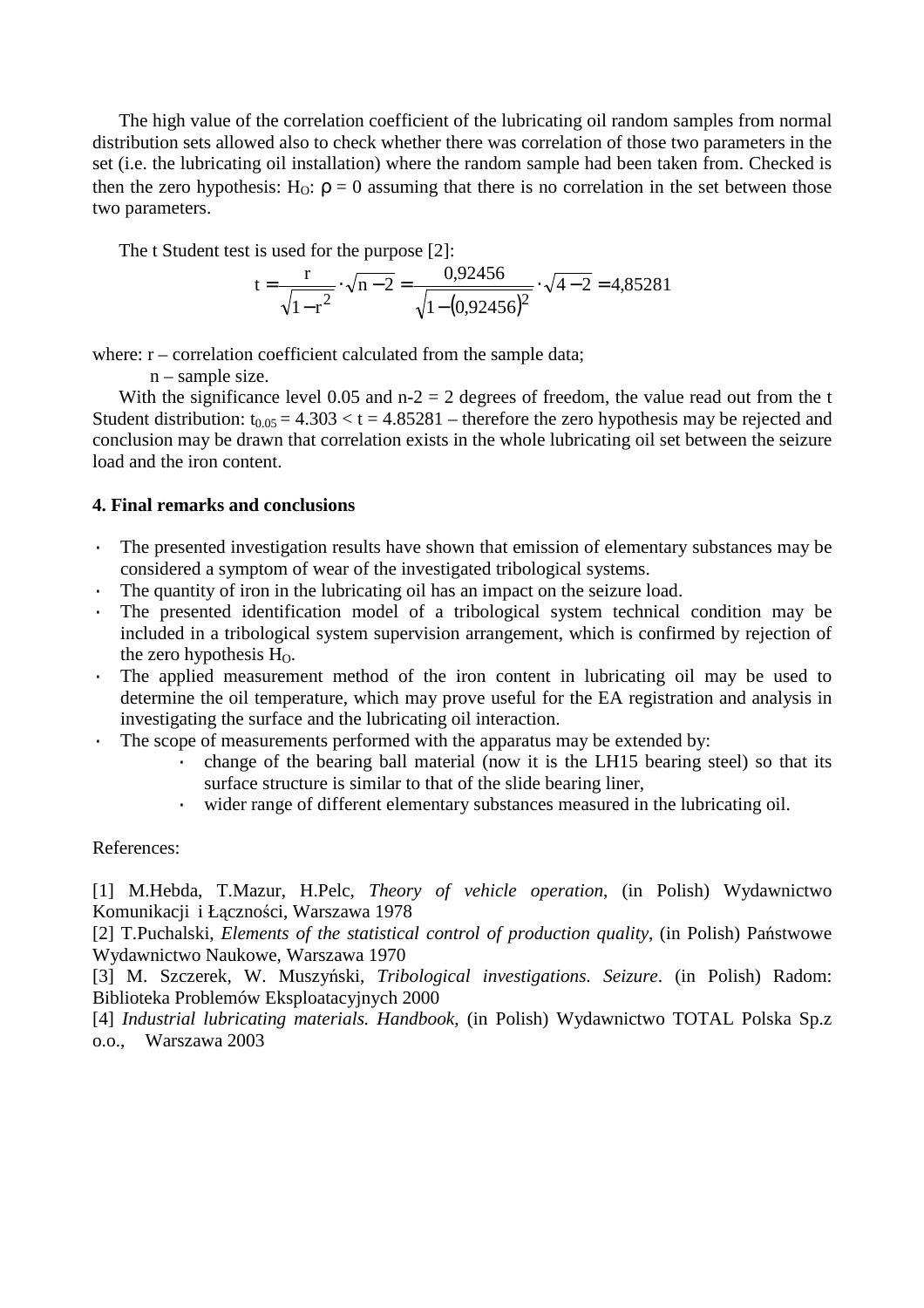The high value of the correlation coefficient of the lubricating oil random samples from normal distribution sets allowed also to check whether there was correlation of those two parameters in the set (i.e. the lubricating oil installation) where the random sample had been taken from. Checked is then the zero hypothesis: $H_O$: $\rho = 0$ assuming that there is no correlation in the set between those two parameters.

The t Student test is used for the purpose [2]:

$$t = \frac{r}{\sqrt{1-r^2}} \cdot \sqrt{n-2} = \frac{0{,}92456}{\sqrt{1-(0{,}92456)^2}} \cdot \sqrt{4-2} = 4{,}85281$$

where: r – correlation coefficient calculated from the sample data;

n – sample size.

With the significance level 0.05 and n-2 = 2 degrees of freedom, the value read out from the t Student distribution: $t_{0.05} = 4.303 < t = 4.85281$ – therefore the zero hypothesis may be rejected and conclusion may be drawn that correlation exists in the whole lubricating oil set between the seizure load and the iron content.

## 4. Final remarks and conclusions

- The presented investigation results have shown that emission of elementary substances may be considered a symptom of wear of the investigated tribological systems.
- The quantity of iron in the lubricating oil has an impact on the seizure load.
- The presented identification model of a tribological system technical condition may be included in a tribological system supervision arrangement, which is confirmed by rejection of the zero hypothesis $H_O$.
- The applied measurement method of the iron content in lubricating oil may be used to determine the oil temperature, which may prove useful for the EA registration and analysis in investigating the surface and the lubricating oil interaction.
- The scope of measurements performed with the apparatus may be extended by:
  - change of the bearing ball material (now it is the LH15 bearing steel) so that its surface structure is similar to that of the slide bearing liner,
  - wider range of different elementary substances measured in the lubricating oil.

References:

[1] M.Hebda, T.Mazur, H.Pelc, *Theory of vehicle operation*, (in Polish) Wydawnictwo Komunikacji i Łączności, Warszawa 1978

[2] T.Puchalski, *Elements of the statistical control of production quality*, (in Polish) Państwowe Wydawnictwo Naukowe, Warszawa 1970

[3] M. Szczerek, W. Muszyński, *Tribological investigations. Seizure*. (in Polish) Radom: Biblioteka Problemów Eksploatacyjnych 2000

[4] *Industrial lubricating materials. Handbook*, (in Polish) Wydawnictwo TOTAL Polska Sp.z o.o., Warszawa 2003